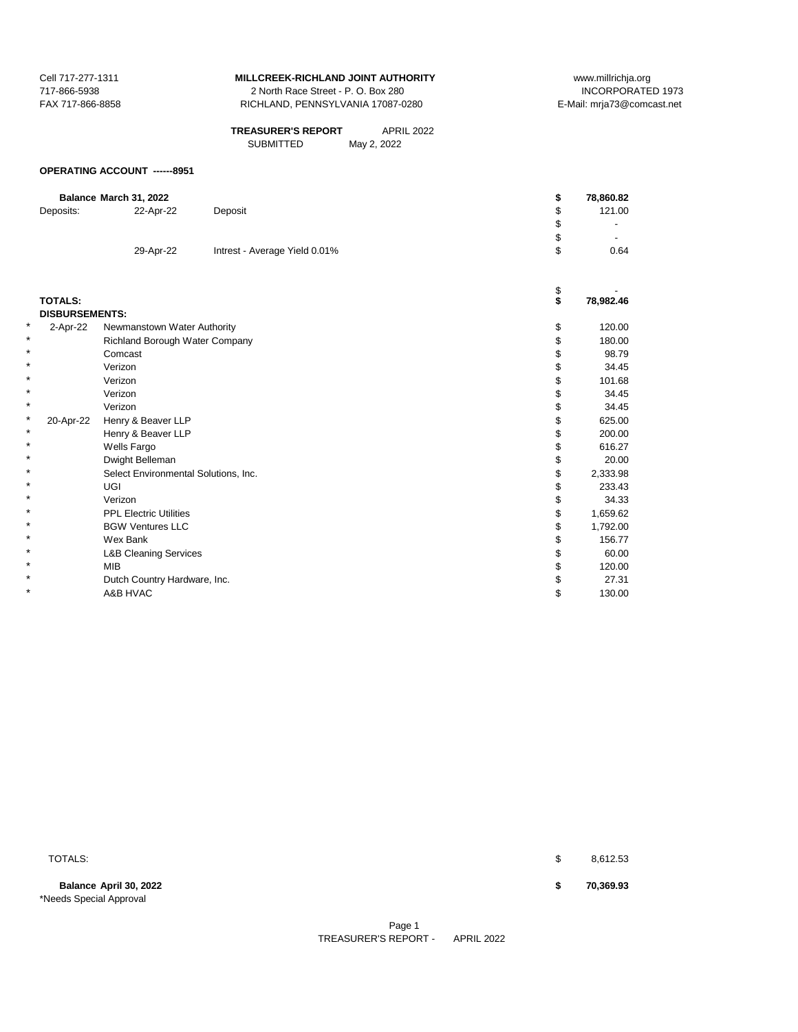Cell 717-277-1311
717-866-5938
FAX 717-866-8858

**MILLCREEK-RICHLAND JOINT AUTHORITY**
2 North Race Street - P. O. Box 280
RICHLAND, PENNSYLVANIA 17087-0280

www.millrichja.org
INCORPORATED 1973
E-Mail: mrja73@comcast.net

**TREASURER'S REPORT** APRIL 2022
SUBMITTED May 2, 2022

**OPERATING ACCOUNT ------8951**

| | | | | |
|---|---|---|---|---|
| **Balance March 31, 2022** | | | **$** | **78,860.82** |
| Deposits: | 22-Apr-22 | Deposit | $ | 121.00 |
| | | | $ | - |
| | | | $ | - |
| | 29-Apr-22 | Intrest - Average Yield 0.01% | $ | 0.64 |
| | | | $ | - |
| **TOTALS:** | | | **$** | **78,982.46** |

**DISBURSEMENTS:**

| | Date | Payee | | Amount |
|---|---|---|---|---|
| * | 2-Apr-22 | Newmanstown Water Authority | $ | 120.00 |
| * | | Richland Borough Water Company | $ | 180.00 |
| * | | Comcast | $ | 98.79 |
| * | | Verizon | $ | 34.45 |
| * | | Verizon | $ | 101.68 |
| * | | Verizon | $ | 34.45 |
| * | | Verizon | $ | 34.45 |
| * | 20-Apr-22 | Henry & Beaver LLP | $ | 625.00 |
| * | | Henry & Beaver LLP | $ | 200.00 |
| * | | Wells Fargo | $ | 616.27 |
| * | | Dwight Belleman | $ | 20.00 |
| * | | Select Environmental Solutions, Inc. | $ | 2,333.98 |
| * | | UGI | $ | 233.43 |
| * | | Verizon | $ | 34.33 |
| * | | PPL Electric Utilities | $ | 1,659.62 |
| * | | BGW Ventures LLC | $ | 1,792.00 |
| * | | Wex Bank | $ | 156.77 |
| * | | L&B Cleaning Services | $ | 60.00 |
| * | | MIB | $ | 120.00 |
| * | | Dutch Country Hardware, Inc. | $ | 27.31 |
| * | | A&B HVAC | $ | 130.00 |

| | | |
|---|---|---|
| TOTALS: | $ | 8,612.53 |
| **Balance April 30, 2022** | **$** | **70,369.93** |

*Needs Special Approval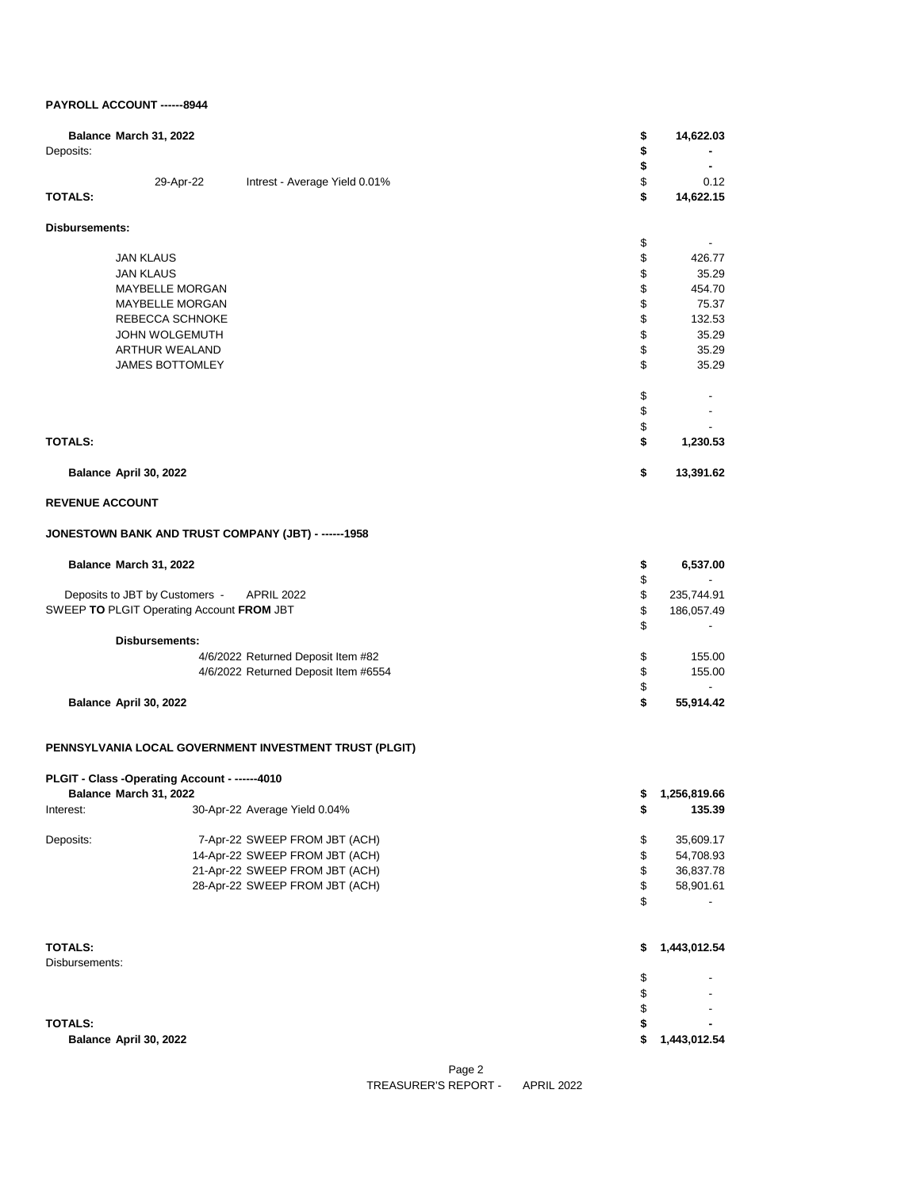**PAYROLL ACCOUNT ------8944**

| | | | |
|---|---|---|---|
| **Balance March 31, 2022** | | $ | **14,622.03** |
| Deposits: | | $ | **-** |
| | | $ | **-** |
| 29-Apr-22 | Intrest - Average Yield 0.01% | $ | 0.12 |
| **TOTALS:** | | $ | **14,622.15** |

**Disbursements:**

| | | |
|---|---|---|
| | $ | - |
| JAN KLAUS | $ | 426.77 |
| JAN KLAUS | $ | 35.29 |
| MAYBELLE MORGAN | $ | 454.70 |
| MAYBELLE MORGAN | $ | 75.37 |
| REBECCA SCHNOKE | $ | 132.53 |
| JOHN WOLGEMUTH | $ | 35.29 |
| ARTHUR WEALAND | $ | 35.29 |
| JAMES BOTTOMLEY | $ | 35.29 |
| | $ | - |
| | $ | - |
| | $ | - |
| **TOTALS:** | $ | **1,230.53** |
| **Balance April 30, 2022** | $ | **13,391.62** |

**REVENUE ACCOUNT**

**JONESTOWN BANK AND TRUST COMPANY (JBT) - ------1958**

| | | |
|---|---|---|
| **Balance March 31, 2022** | $ | **6,537.00** |
| | $ | - |
| Deposits to JBT by Customers - APRIL 2022 | $ | 235,744.91 |
| SWEEP **TO** PLGIT Operating Account **FROM** JBT | $ | 186,057.49 |
| | $ | - |
| **Disbursements:** | | |
| 4/6/2022 Returned Deposit Item #82 | $ | 155.00 |
| 4/6/2022 Returned Deposit Item #6554 | $ | 155.00 |
| | $ | - |
| **Balance April 30, 2022** | $ | **55,914.42** |

**PENNSYLVANIA LOCAL GOVERNMENT INVESTMENT TRUST (PLGIT)**

**PLGIT - Class -Operating Account - ------4010**

| | | | |
|---|---|---|---|
| **Balance March 31, 2022** | | $ | **1,256,819.66** |
| Interest: | 30-Apr-22 Average Yield 0.04% | $ | **135.39** |
| Deposits: | 7-Apr-22 SWEEP FROM JBT (ACH) | $ | 35,609.17 |
| | 14-Apr-22 SWEEP FROM JBT (ACH) | $ | 54,708.93 |
| | 21-Apr-22 SWEEP FROM JBT (ACH) | $ | 36,837.78 |
| | 28-Apr-22 SWEEP FROM JBT (ACH) | $ | 58,901.61 |
| | | $ | - |
| **TOTALS:** | | $ | **1,443,012.54** |
| Disbursements: | | | |
| | | $ | - |
| | | $ | - |
| | | $ | - |
| **TOTALS:** | | $ | **-** |
| **Balance April 30, 2022** | | $ | **1,443,012.54** |

TREASURER'S REPORT - APRIL 2022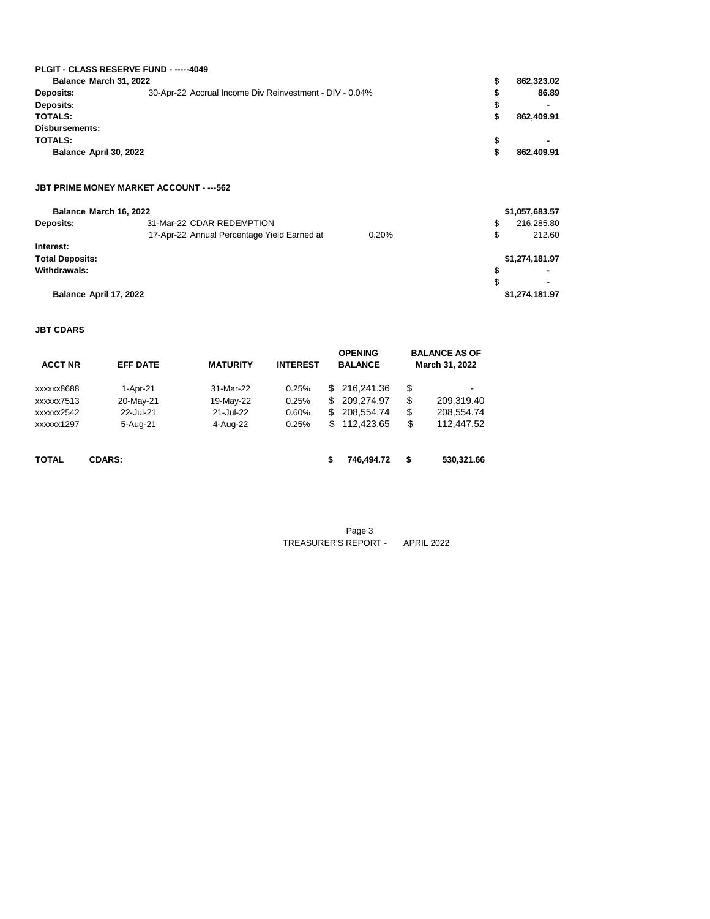**PLGIT - CLASS RESERVE FUND - -----4049**

| | | | |
|---|---|---|---|
| **Balance March 31, 2022** | | $ | 862,323.02 |
| **Deposits:** | 30-Apr-22 Accrual Income Div Reinvestment - DIV - 0.04% | $ | 86.89 |
| **Deposits:** | | $ | - |
| **TOTALS:** | | $ | 862,409.91 |
| **Disbursements:** | | | |
| **TOTALS:** | | $ | - |
| **Balance April 30, 2022** | | $ | 862,409.91 |

**JBT PRIME MONEY MARKET ACCOUNT - ---562**

| | | | | |
|---|---|---|---|---|
| **Balance March 16, 2022** | | | | $1,057,683.57 |
| **Deposits:** | 31-Mar-22 CDAR REDEMPTION | | $ | 216,285.80 |
| | 17-Apr-22 Annual Percentage Yield Earned at | 0.20% | $ | 212.60 |
| **Interest:** | | | | |
| **Total Deposits:** | | | | $1,274,181.97 |
| **Withdrawals:** | | | $ | - |
| | | | $ | - |
| **Balance April 17, 2022** | | | | $1,274,181.97 |

**JBT CDARS**

| ACCT NR | EFF DATE | MATURITY | INTEREST | OPENING BALANCE | BALANCE AS OF March 31, 2022 |
|---|---|---|---|---|---|
| xxxxxx8688 | 1-Apr-21 | 31-Mar-22 | 0.25% | $ 216,241.36 | $ - |
| xxxxxx7513 | 20-May-21 | 19-May-22 | 0.25% | $ 209,274.97 | $ 209,319.40 |
| xxxxxx2542 | 22-Jul-21 | 21-Jul-22 | 0.60% | $ 208,554.74 | $ 208,554.74 |
| xxxxxx1297 | 5-Aug-21 | 4-Aug-22 | 0.25% | $ 112,423.65 | $ 112,447.52 |
| **TOTAL** | **CDARS:** | | | **$ 746,494.72** | **$ 530,321.66** |

TREASURER'S REPORT - APRIL 2022